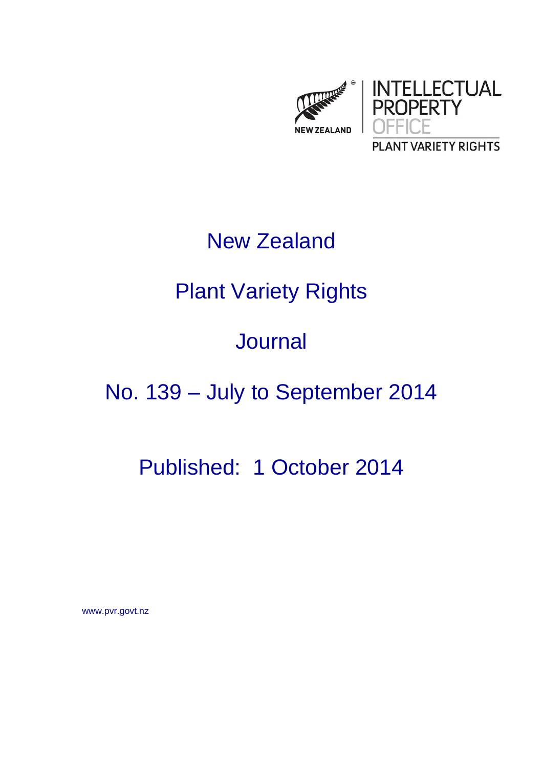NEW ZEALAND

INTELLECTUAL PROPERTY OFFICE

PLANT VARIETY RIGHTS

# New Zealand

# Plant Variety Rights

# Journal

## No. 139 – July to September 2014

## Published: 1 October 2014

www.pvr.govt.nz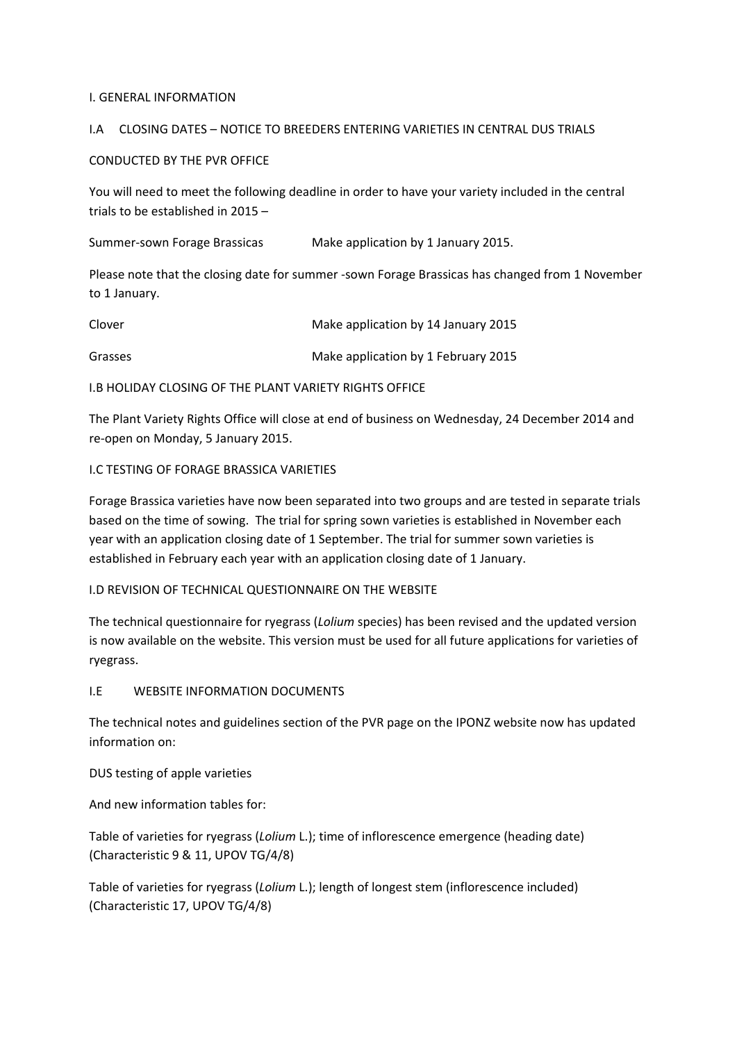## I. GENERAL INFORMATION

### I.A CLOSING DATES – NOTICE TO BREEDERS ENTERING VARIETIES IN CENTRAL DUS TRIALS

CONDUCTED BY THE PVR OFFICE

You will need to meet the following deadline in order to have your variety included in the central trials to be established in 2015 –

Summer-sown Forage Brassicas Make application by 1 January 2015.

Please note that the closing date for summer -sown Forage Brassicas has changed from 1 November to 1 January.

Clover Make application by 14 January 2015

Grasses Make application by 1 February 2015

### I.B HOLIDAY CLOSING OF THE PLANT VARIETY RIGHTS OFFICE

The Plant Variety Rights Office will close at end of business on Wednesday, 24 December 2014 and re-open on Monday, 5 January 2015.

### I.C TESTING OF FORAGE BRASSICA VARIETIES

Forage Brassica varieties have now been separated into two groups and are tested in separate trials based on the time of sowing. The trial for spring sown varieties is established in November each year with an application closing date of 1 September. The trial for summer sown varieties is established in February each year with an application closing date of 1 January.

### I.D REVISION OF TECHNICAL QUESTIONNAIRE ON THE WEBSITE

The technical questionnaire for ryegrass (*Lolium* species) has been revised and the updated version is now available on the website. This version must be used for all future applications for varieties of ryegrass.

### I.E WEBSITE INFORMATION DOCUMENTS

The technical notes and guidelines section of the PVR page on the IPONZ website now has updated information on:

DUS testing of apple varieties

And new information tables for:

Table of varieties for ryegrass (*Lolium* L.); time of inflorescence emergence (heading date) (Characteristic 9 & 11, UPOV TG/4/8)

Table of varieties for ryegrass (*Lolium* L.); length of longest stem (inflorescence included) (Characteristic 17, UPOV TG/4/8)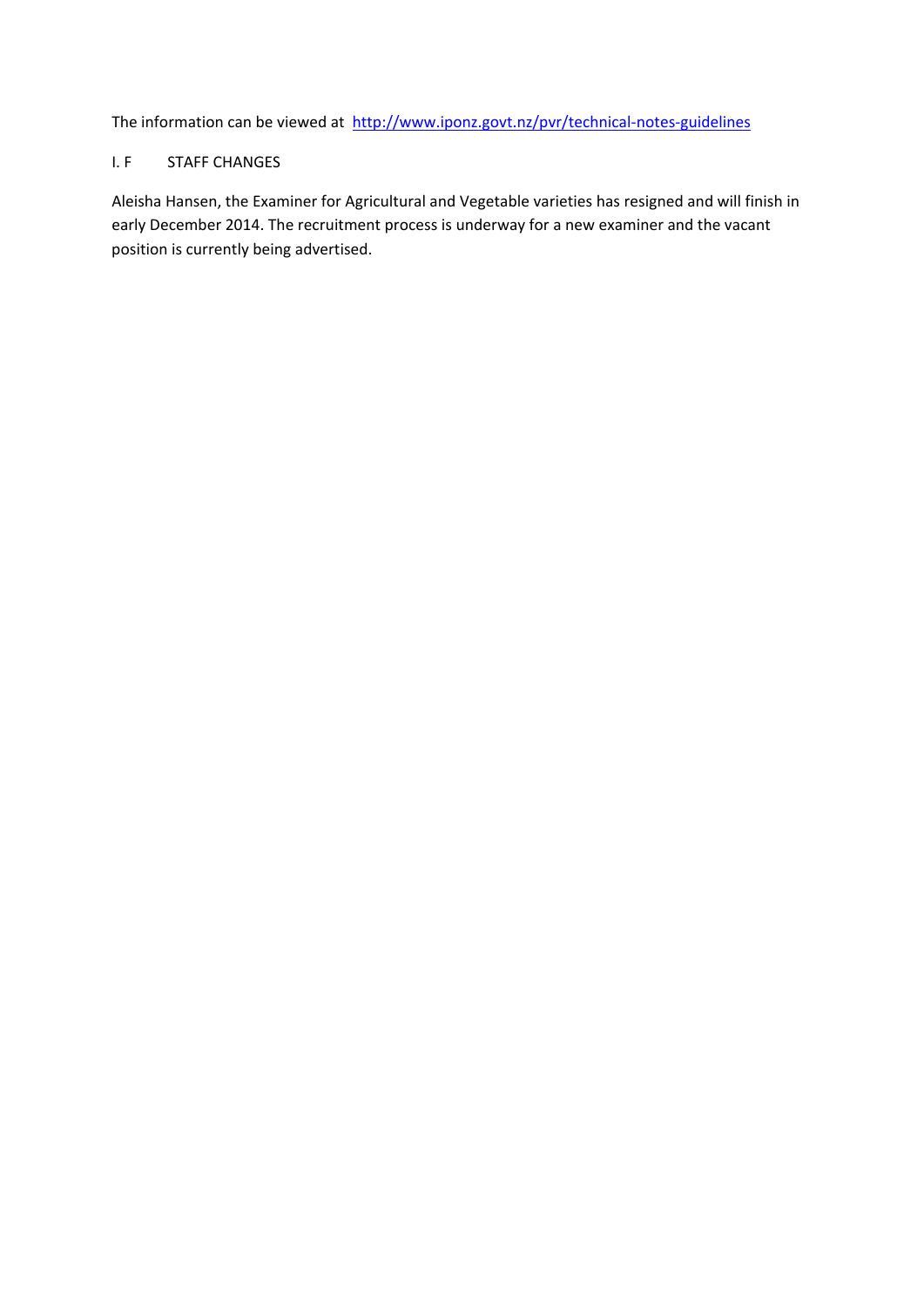The information can be viewed at http://www.iponz.govt.nz/pvr/technical-notes-guidelines

## I. F STAFF CHANGES

Aleisha Hansen, the Examiner for Agricultural and Vegetable varieties has resigned and will finish in early December 2014. The recruitment process is underway for a new examiner and the vacant position is currently being advertised.